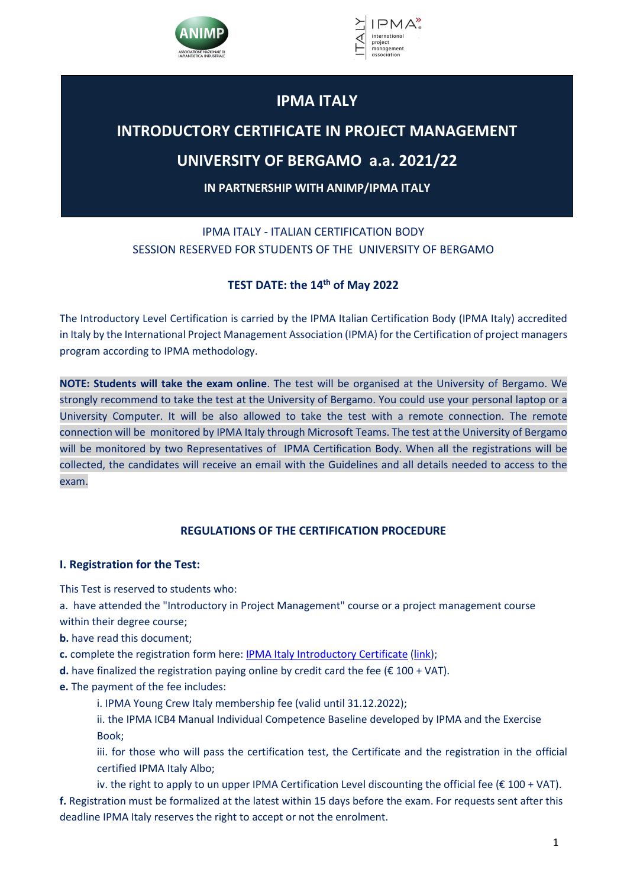# IPMA ITALY

## INTRODUCTORY CERTIFICATE IN PROJECT MANAGEMENT

## UNIVERSITY OF BERGAMO a.a. 2021/22

**IN PARTNERSHIP WITH ANIMP/IPMA ITALY**

IPMA ITALY - ITALIAN CERTIFICATION BODY
SESSION RESERVED FOR STUDENTS OF THE UNIVERSITY OF BERGAMO

**TEST DATE: the 14th of May 2022**

The Introductory Level Certification is carried by the IPMA Italian Certification Body (IPMA Italy) accredited in Italy by the International Project Management Association (IPMA) for the Certification of project managers program according to IPMA methodology.

**NOTE: Students will take the exam online**. The test will be organised at the University of Bergamo. We strongly recommend to take the test at the University of Bergamo. You could use your personal laptop or a University Computer. It will be also allowed to take the test with a remote connection. The remote connection will be monitored by IPMA Italy through Microsoft Teams. The test at the University of Bergamo will be monitored by two Representatives of IPMA Certification Body. When all the registrations will be collected, the candidates will receive an email with the Guidelines and all details needed to access to the exam.

### REGULATIONS OF THE CERTIFICATION PROCEDURE

### I. Registration for the Test:

This Test is reserved to students who:

a. have attended the "Introductory in Project Management" course or a project management course within their degree course;

**b.** have read this document;

**c.** complete the registration form here: IPMA Italy Introductory Certificate (link);

**d.** have finalized the registration paying online by credit card the fee (€ 100 + VAT).

**e.** The payment of the fee includes:

i. IPMA Young Crew Italy membership fee (valid until 31.12.2022);

ii. the IPMA ICB4 Manual Individual Competence Baseline developed by IPMA and the Exercise Book;

iii. for those who will pass the certification test, the Certificate and the registration in the official certified IPMA Italy Albo;

iv. the right to apply to un upper IPMA Certification Level discounting the official fee (€ 100 + VAT).

**f.** Registration must be formalized at the latest within 15 days before the exam. For requests sent after this deadline IPMA Italy reserves the right to accept or not the enrolment.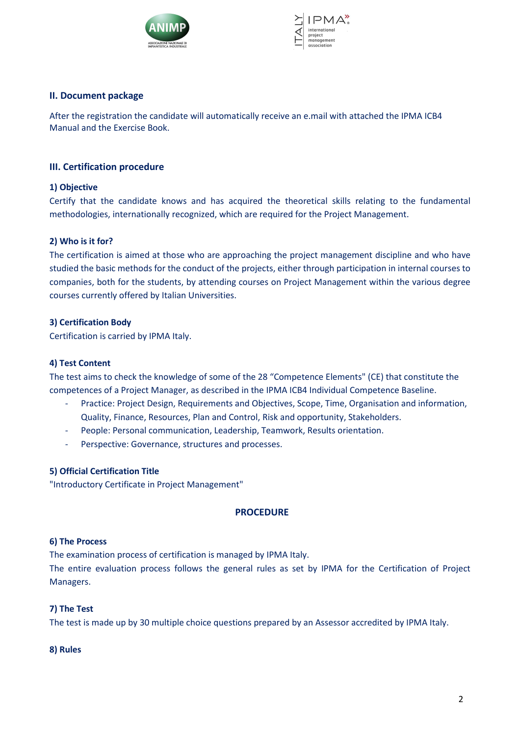## II. Document package

After the registration the candidate will automatically receive an e.mail with attached the IPMA ICB4 Manual and the Exercise Book.

## III. Certification procedure

### 1) Objective

Certify that the candidate knows and has acquired the theoretical skills relating to the fundamental methodologies, internationally recognized, which are required for the Project Management.

### 2) Who is it for?

The certification is aimed at those who are approaching the project management discipline and who have studied the basic methods for the conduct of the projects, either through participation in internal courses to companies, both for the students, by attending courses on Project Management within the various degree courses currently offered by Italian Universities.

### 3) Certification Body

Certification is carried by IPMA Italy.

### 4) Test Content

The test aims to check the knowledge of some of the 28 “Competence Elements" (CE) that constitute the competences of a Project Manager, as described in the IPMA ICB4 Individual Competence Baseline.

- Practice: Project Design, Requirements and Objectives, Scope, Time, Organisation and information, Quality, Finance, Resources, Plan and Control, Risk and opportunity, Stakeholders.
- People: Personal communication, Leadership, Teamwork, Results orientation.
- Perspective: Governance, structures and processes.

### 5) Official Certification Title

"Introductory Certificate in Project Management"

## PROCEDURE

### 6) The Process

The examination process of certification is managed by IPMA Italy.

The entire evaluation process follows the general rules as set by IPMA for the Certification of Project Managers.

### 7) The Test

The test is made up by 30 multiple choice questions prepared by an Assessor accredited by IPMA Italy.

### 8) Rules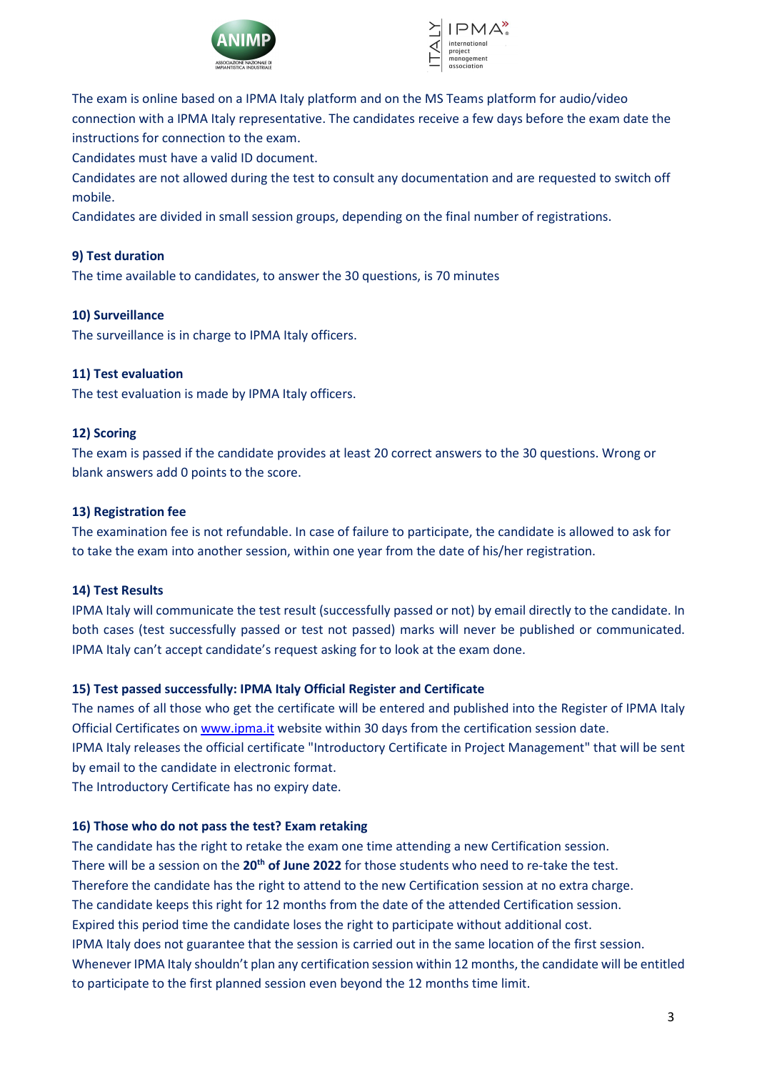The exam is online based on a IPMA Italy platform and on the MS Teams platform for audio/video connection with a IPMA Italy representative. The candidates receive a few days before the exam date the instructions for connection to the exam.

Candidates must have a valid ID document.

Candidates are not allowed during the test to consult any documentation and are requested to switch off mobile.

Candidates are divided in small session groups, depending on the final number of registrations.

**9) Test duration**

The time available to candidates, to answer the 30 questions, is 70 minutes

**10) Surveillance**

The surveillance is in charge to IPMA Italy officers.

**11) Test evaluation**

The test evaluation is made by IPMA Italy officers.

**12) Scoring**

The exam is passed if the candidate provides at least 20 correct answers to the 30 questions. Wrong or blank answers add 0 points to the score.

**13) Registration fee**

The examination fee is not refundable. In case of failure to participate, the candidate is allowed to ask for to take the exam into another session, within one year from the date of his/her registration.

**14) Test Results**

IPMA Italy will communicate the test result (successfully passed or not) by email directly to the candidate. In both cases (test successfully passed or test not passed) marks will never be published or communicated. IPMA Italy can't accept candidate's request asking for to look at the exam done.

**15) Test passed successfully: IPMA Italy Official Register and Certificate**

The names of all those who get the certificate will be entered and published into the Register of IPMA Italy Official Certificates on [www.ipma.it](www.ipma.it) website within 30 days from the certification session date.

IPMA Italy releases the official certificate "Introductory Certificate in Project Management" that will be sent by email to the candidate in electronic format.

The Introductory Certificate has no expiry date.

**16) Those who do not pass the test? Exam retaking**

The candidate has the right to retake the exam one time attending a new Certification session.

There will be a session on the **20th of June 2022** for those students who need to re-take the test.

Therefore the candidate has the right to attend to the new Certification session at no extra charge.

The candidate keeps this right for 12 months from the date of the attended Certification session.

Expired this period time the candidate loses the right to participate without additional cost.

IPMA Italy does not guarantee that the session is carried out in the same location of the first session.

Whenever IPMA Italy shouldn't plan any certification session within 12 months, the candidate will be entitled to participate to the first planned session even beyond the 12 months time limit.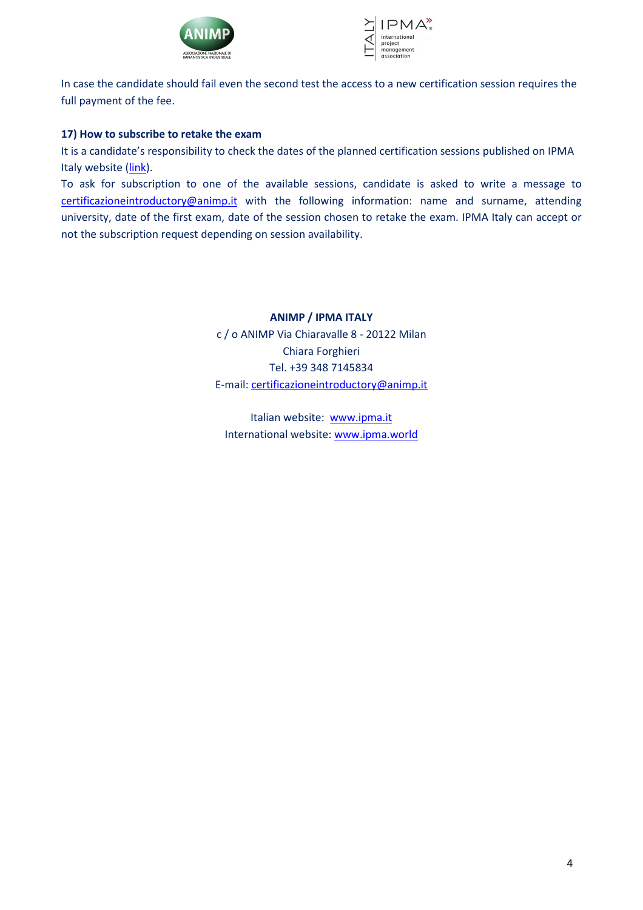In case the candidate should fail even the second test the access to a new certification session requires the full payment of the fee.

**17) How to subscribe to retake the exam**

It is a candidate's responsibility to check the dates of the planned certification sessions published on IPMA Italy website (link).

To ask for subscription to one of the available sessions, candidate is asked to write a message to certificazioneintroductory@animp.it with the following information: name and surname, attending university, date of the first exam, date of the session chosen to retake the exam. IPMA Italy can accept or not the subscription request depending on session availability.

**ANIMP / IPMA ITALY**

c / o ANIMP Via Chiaravalle 8 - 20122 Milan

Chiara Forghieri

Tel. +39 348 7145834

E-mail: certificazioneintroductory@animp.it

Italian website: www.ipma.it

International website: www.ipma.world